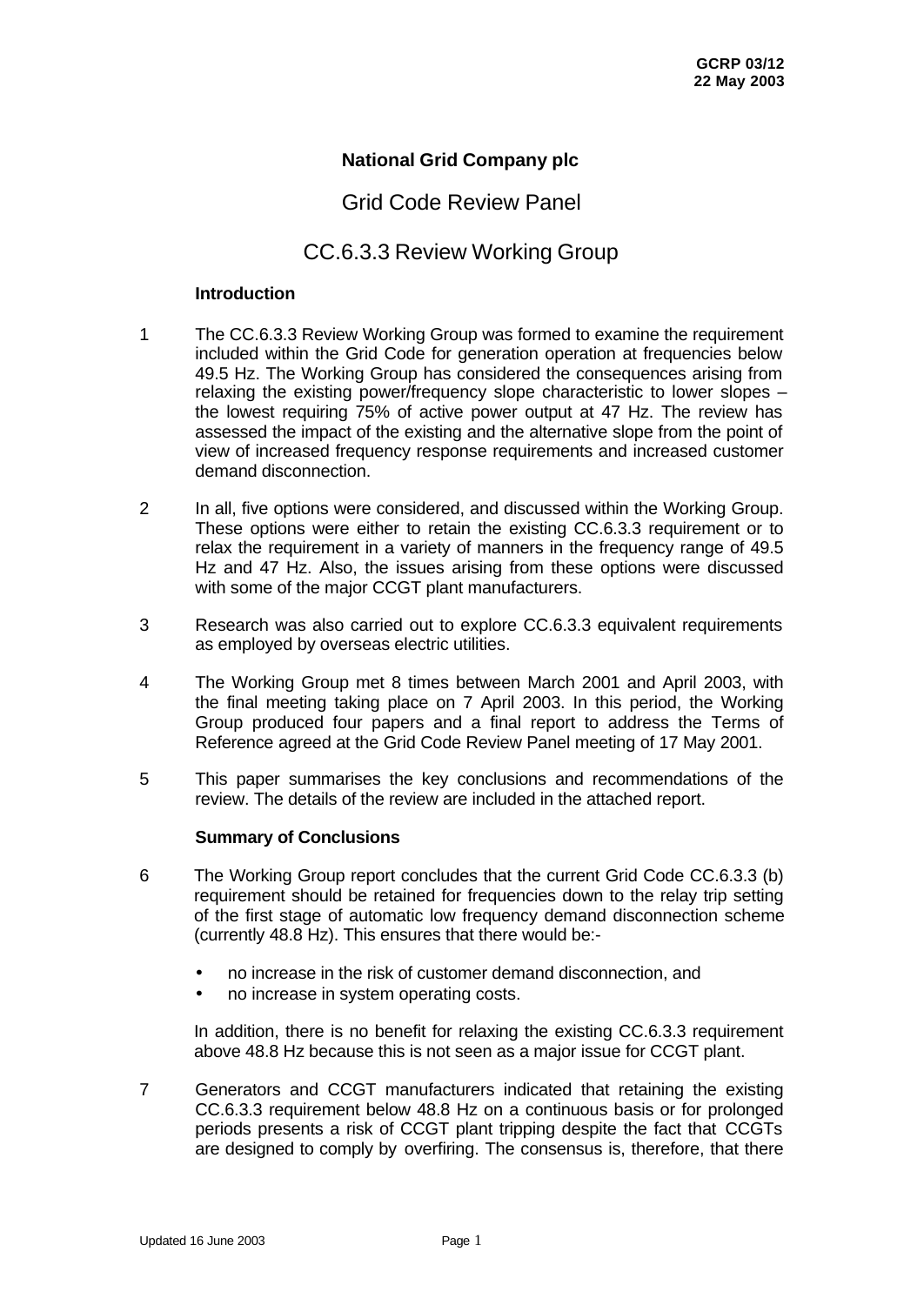GCRP 03/12
22 May 2003

# National Grid Company plc

## Grid Code Review Panel

## CC.6.3.3 Review Working Group

### Introduction

1 The CC.6.3.3 Review Working Group was formed to examine the requirement included within the Grid Code for generation operation at frequencies below 49.5 Hz. The Working Group has considered the consequences arising from relaxing the existing power/frequency slope characteristic to lower slopes – the lowest requiring 75% of active power output at 47 Hz. The review has assessed the impact of the existing and the alternative slope from the point of view of increased frequency response requirements and increased customer demand disconnection.

2 In all, five options were considered, and discussed within the Working Group. These options were either to retain the existing CC.6.3.3 requirement or to relax the requirement in a variety of manners in the frequency range of 49.5 Hz and 47 Hz. Also, the issues arising from these options were discussed with some of the major CCGT plant manufacturers.

3 Research was also carried out to explore CC.6.3.3 equivalent requirements as employed by overseas electric utilities.

4 The Working Group met 8 times between March 2001 and April 2003, with the final meeting taking place on 7 April 2003. In this period, the Working Group produced four papers and a final report to address the Terms of Reference agreed at the Grid Code Review Panel meeting of 17 May 2001.

5 This paper summarises the key conclusions and recommendations of the review. The details of the review are included in the attached report.

### Summary of Conclusions

6 The Working Group report concludes that the current Grid Code CC.6.3.3 (b) requirement should be retained for frequencies down to the relay trip setting of the first stage of automatic low frequency demand disconnection scheme (currently 48.8 Hz). This ensures that there would be:-

- no increase in the risk of customer demand disconnection, and
- no increase in system operating costs.

In addition, there is no benefit for relaxing the existing CC.6.3.3 requirement above 48.8 Hz because this is not seen as a major issue for CCGT plant.

7 Generators and CCGT manufacturers indicated that retaining the existing CC.6.3.3 requirement below 48.8 Hz on a continuous basis or for prolonged periods presents a risk of CCGT plant tripping despite the fact that CCGTs are designed to comply by overfiring. The consensus is, therefore, that there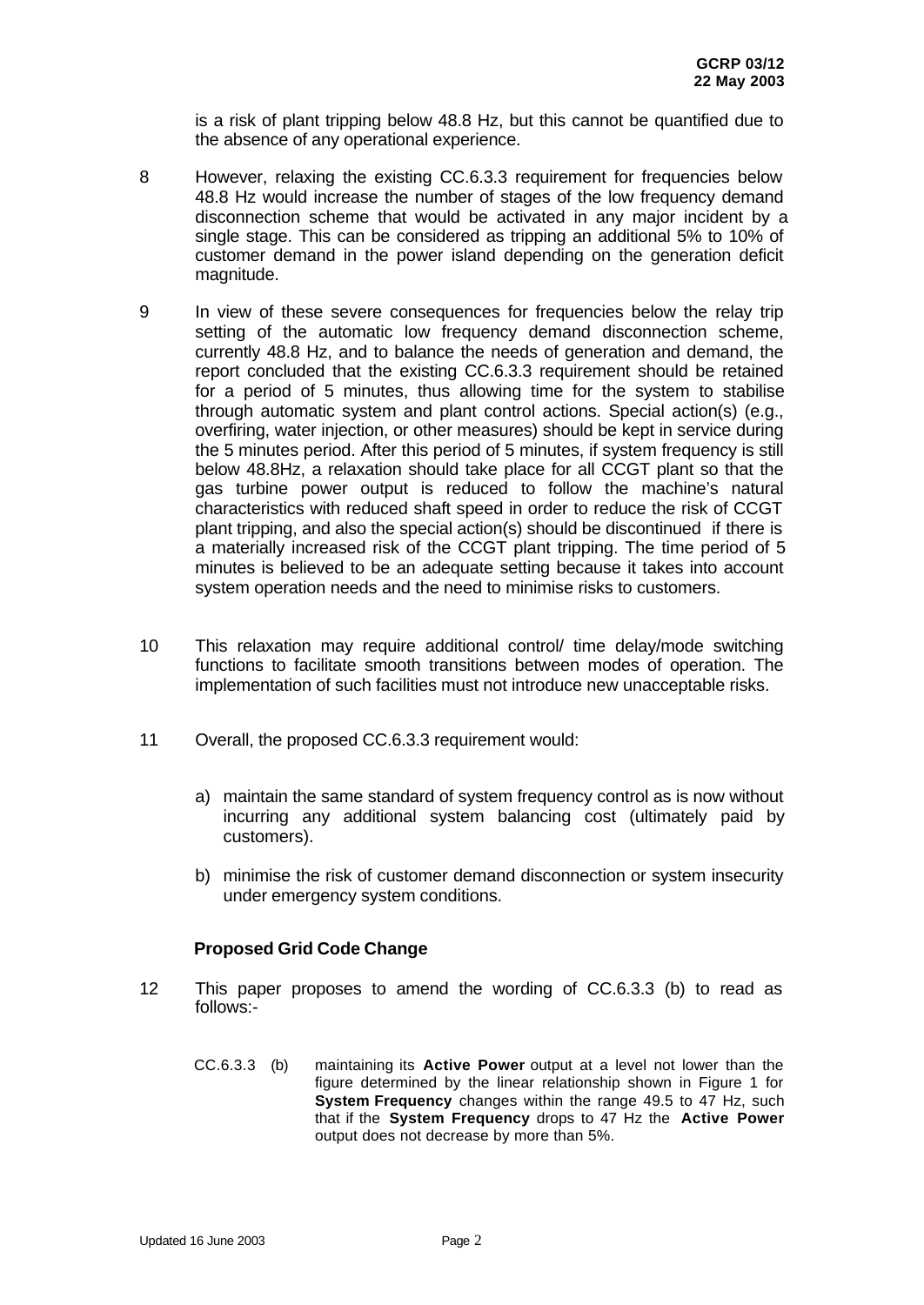is a risk of plant tripping below 48.8 Hz, but this cannot be quantified due to the absence of any operational experience.

8 However, relaxing the existing CC.6.3.3 requirement for frequencies below 48.8 Hz would increase the number of stages of the low frequency demand disconnection scheme that would be activated in any major incident by a single stage. This can be considered as tripping an additional 5% to 10% of customer demand in the power island depending on the generation deficit magnitude.

9 In view of these severe consequences for frequencies below the relay trip setting of the automatic low frequency demand disconnection scheme, currently 48.8 Hz, and to balance the needs of generation and demand, the report concluded that the existing CC.6.3.3 requirement should be retained for a period of 5 minutes, thus allowing time for the system to stabilise through automatic system and plant control actions. Special action(s) (e.g., overfiring, water injection, or other measures) should be kept in service during the 5 minutes period. After this period of 5 minutes, if system frequency is still below 48.8Hz, a relaxation should take place for all CCGT plant so that the gas turbine power output is reduced to follow the machine's natural characteristics with reduced shaft speed in order to reduce the risk of CCGT plant tripping, and also the special action(s) should be discontinued if there is a materially increased risk of the CCGT plant tripping. The time period of 5 minutes is believed to be an adequate setting because it takes into account system operation needs and the need to minimise risks to customers.

10 This relaxation may require additional control/ time delay/mode switching functions to facilitate smooth transitions between modes of operation. The implementation of such facilities must not introduce new unacceptable risks.

11 Overall, the proposed CC.6.3.3 requirement would:

a) maintain the same standard of system frequency control as is now without incurring any additional system balancing cost (ultimately paid by customers).

b) minimise the risk of customer demand disconnection or system insecurity under emergency system conditions.

### Proposed Grid Code Change

12 This paper proposes to amend the wording of CC.6.3.3 (b) to read as follows:-

CC.6.3.3 (b) maintaining its **Active Power** output at a level not lower than the figure determined by the linear relationship shown in Figure 1 for **System Frequency** changes within the range 49.5 to 47 Hz, such that if the **System Frequency** drops to 47 Hz the **Active Power** output does not decrease by more than 5%.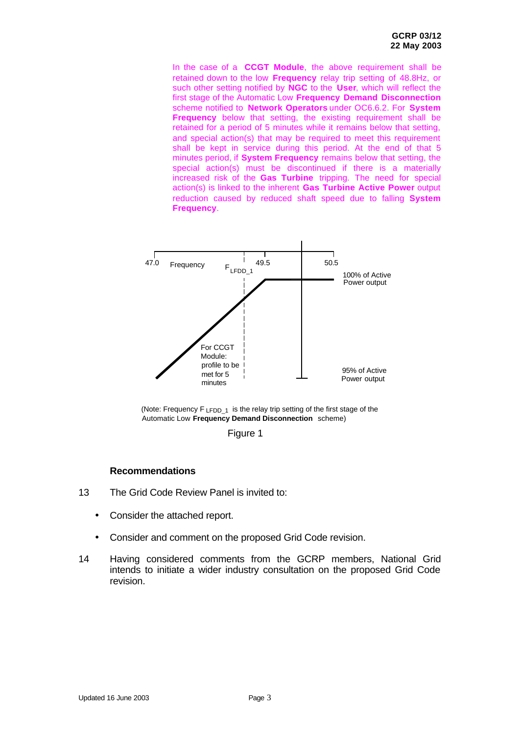In the case of a **CCGT Module**, the above requirement shall be retained down to the low **Frequency** relay trip setting of 48.8Hz, or such other setting notified by **NGC** to the **User**, which will reflect the first stage of the Automatic Low **Frequency Demand Disconnection** scheme notified to **Network Operators** under OC6.6.2. For **System Frequency** below that setting, the existing requirement shall be retained for a period of 5 minutes while it remains below that setting, and special action(s) that may be required to meet this requirement shall be kept in service during this period. At the end of that 5 minutes period, if **System Frequency** remains below that setting, the special action(s) must be discontinued if there is a materially increased risk of the **Gas Turbine** tripping. The need for special action(s) is linked to the inherent **Gas Turbine Active Power** output reduction caused by reduced shaft speed due to falling **System Frequency**.

47.0
Frequency
$F_{LFDD\_1}$
49.5
50.5
100% of Active Power output
For CCGT Module: profile to be met for 5 minutes
95% of Active Power output

(Note: Frequency $F_{LFDD\_1}$ is the relay trip setting of the first stage of the Automatic Low **Frequency Demand Disconnection** scheme)

Figure 1

### Recommendations

13 The Grid Code Review Panel is invited to:

- Consider the attached report.
- Consider and comment on the proposed Grid Code revision.

14 Having considered comments from the GCRP members, National Grid intends to initiate a wider industry consultation on the proposed Grid Code revision.